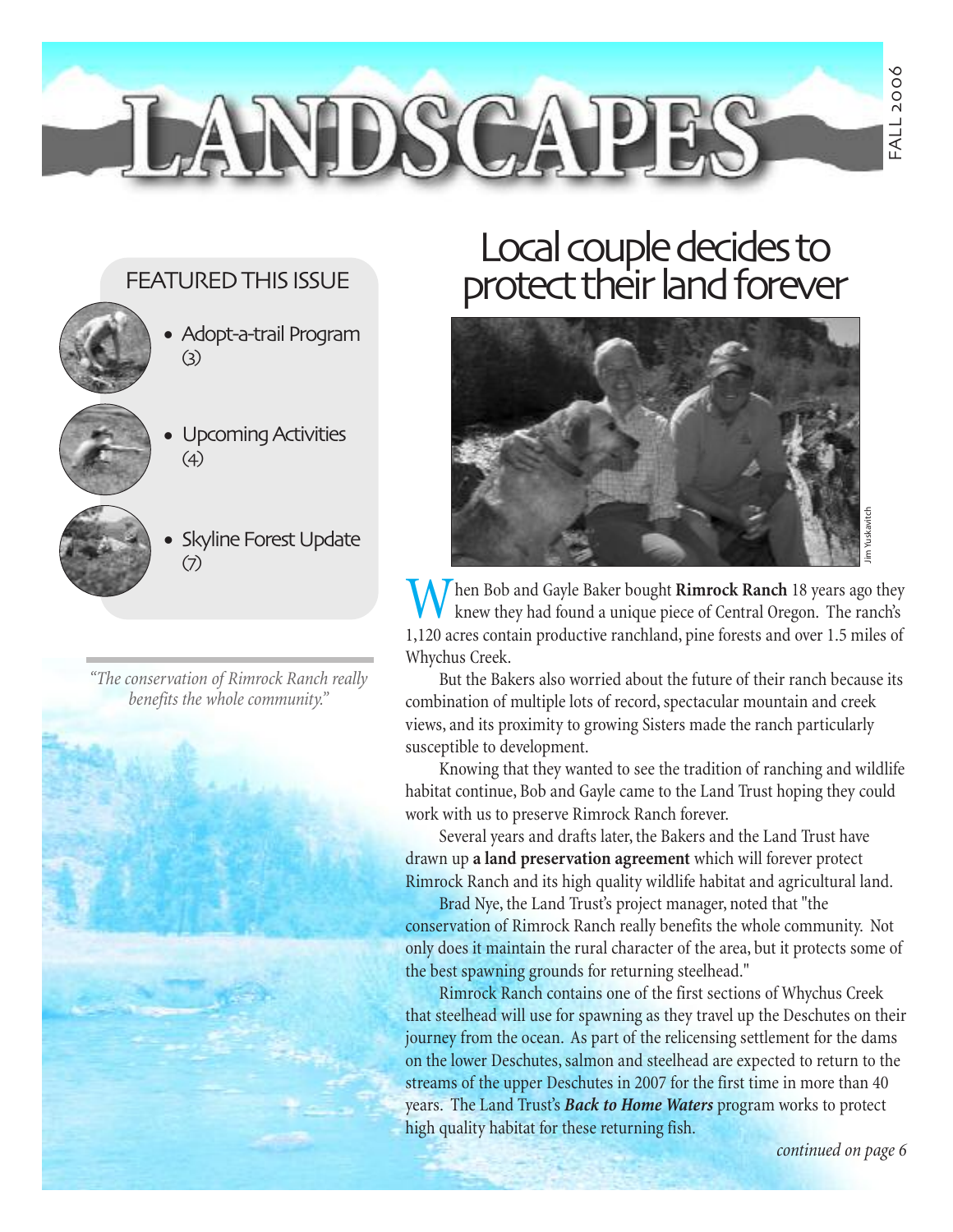# LANDSCAPES

FALL 2006

## FEATURED THIS ISSUE

- Adopt-a-trail Program (3)
- Upcoming Activities (4)
- Skyline Forest Update (7)

*"The conservation of Rimrock Ranch really benefits the whole community."*

# Local couple decides to protect their land forever

Jim Yuskavitch

When Bob and Gayle Baker bought **Rimrock Ranch** 18 years ago they knew they had found a unique piece of Central Oregon. The ranch's 1,120 acres contain productive ranchland, pine forests and over 1.5 miles of Whychus Creek.

But the Bakers also worried about the future of their ranch because its combination of multiple lots of record, spectacular mountain and creek views, and its proximity to growing Sisters made the ranch particularly susceptible to development.

Knowing that they wanted to see the tradition of ranching and wildlife habitat continue, Bob and Gayle came to the Land Trust hoping they could work with us to preserve Rimrock Ranch forever.

Several years and drafts later, the Bakers and the Land Trust have drawn up **a land preservation agreement** which will forever protect Rimrock Ranch and its high quality wildlife habitat and agricultural land.

Brad Nye, the Land Trust's project manager, noted that "the conservation of Rimrock Ranch really benefits the whole community. Not only does it maintain the rural character of the area, but it protects some of the best spawning grounds for returning steelhead."

Rimrock Ranch contains one of the first sections of Whychus Creek that steelhead will use for spawning as they travel up the Deschutes on their journey from the ocean. As part of the relicensing settlement for the dams on the lower Deschutes, salmon and steelhead are expected to return to the streams of the upper Deschutes in 2007 for the first time in more than 40 years. The Land Trust's ***Back to Home Waters*** program works to protect high quality habitat for these returning fish.

*continued on page 6*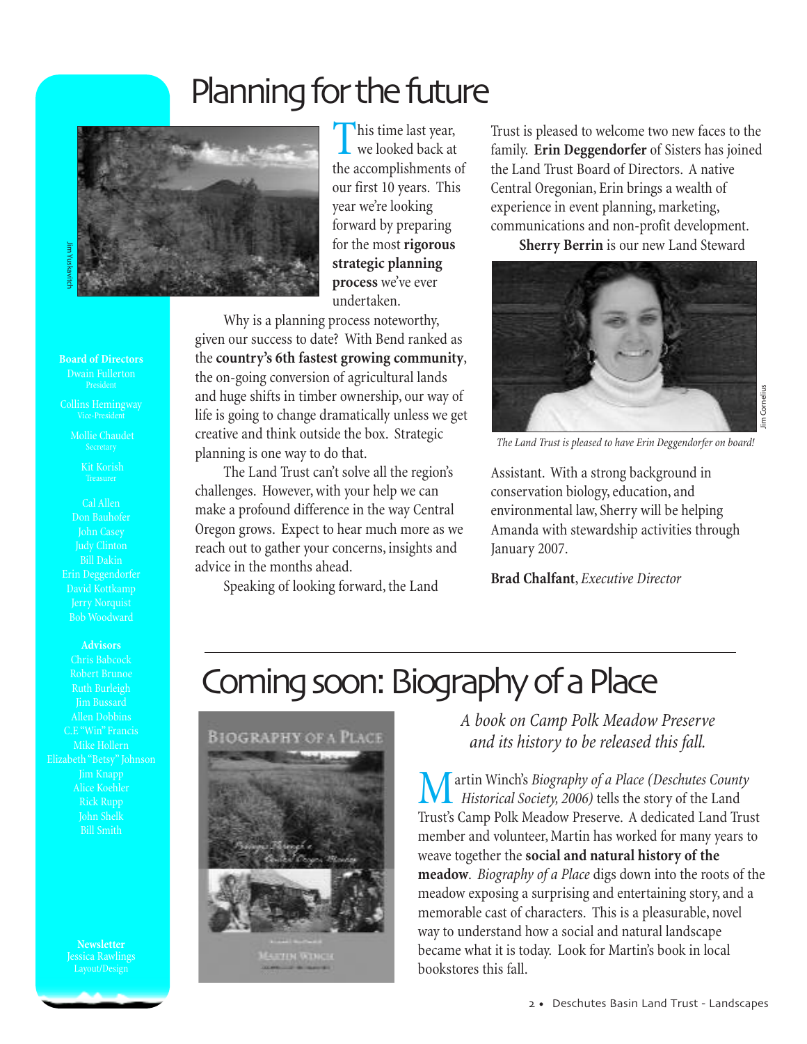# Planning for the future

This time last year, we looked back at the accomplishments of our first 10 years. This year we're looking forward by preparing for the most **rigorous strategic planning process** we've ever undertaken.

Why is a planning process noteworthy, given our success to date? With Bend ranked as the **country's 6th fastest growing community**, the on-going conversion of agricultural lands and huge shifts in timber ownership, our way of life is going to change dramatically unless we get creative and think outside the box. Strategic planning is one way to do that.

The Land Trust can't solve all the region's challenges. However, with your help we can make a profound difference in the way Central Oregon grows. Expect to hear much more as we reach out to gather your concerns, insights and advice in the months ahead.

Speaking of looking forward, the Land Trust is pleased to welcome two new faces to the family. **Erin Deggendorfer** of Sisters has joined the Land Trust Board of Directors. A native Central Oregonian, Erin brings a wealth of experience in event planning, marketing, communications and non-profit development.

**Sherry Berrin** is our new Land Steward Assistant. With a strong background in conservation biology, education, and environmental law, Sherry will be helping Amanda with stewardship activities through January 2007.

*The Land Trust is pleased to have Erin Deggendorfer on board!*

**Brad Chalfant**, *Executive Director*

**Board of Directors**
Dwain Fullerton, President
Collins Hemingway, Vice-President
Mollie Chaudet, Secretary
Kit Korish, Treasurer
Cal Allen
Don Bauhofer
John Casey
Judy Clinton
Bill Dakin
Erin Deggendorfer
David Kottkamp
Jerry Norquist
Bob Woodward

**Advisors**
Chris Babcock
Robert Brunoe
Ruth Burleigh
Jim Bussard
Allen Dobbins
C.E "Win" Francis
Mike Hollern
Elizabeth "Betsy" Johnson
Jim Knapp
Alice Koehler
Rick Rupp
John Shelk
Bill Smith

**Newsletter**
Jessica Rawlings
Layout/Design

# Coming soon: Biography of a Place

*A book on Camp Polk Meadow Preserve and its history to be released this fall.*

Martin Winch's *Biography of a Place (Deschutes County Historical Society, 2006)* tells the story of the Land Trust's Camp Polk Meadow Preserve. A dedicated Land Trust member and volunteer, Martin has worked for many years to weave together the **social and natural history of the meadow**. *Biography of a Place* digs down into the roots of the meadow exposing a surprising and entertaining story, and a memorable cast of characters. This is a pleasurable, novel way to understand how a social and natural landscape became what it is today. Look for Martin's book in local bookstores this fall.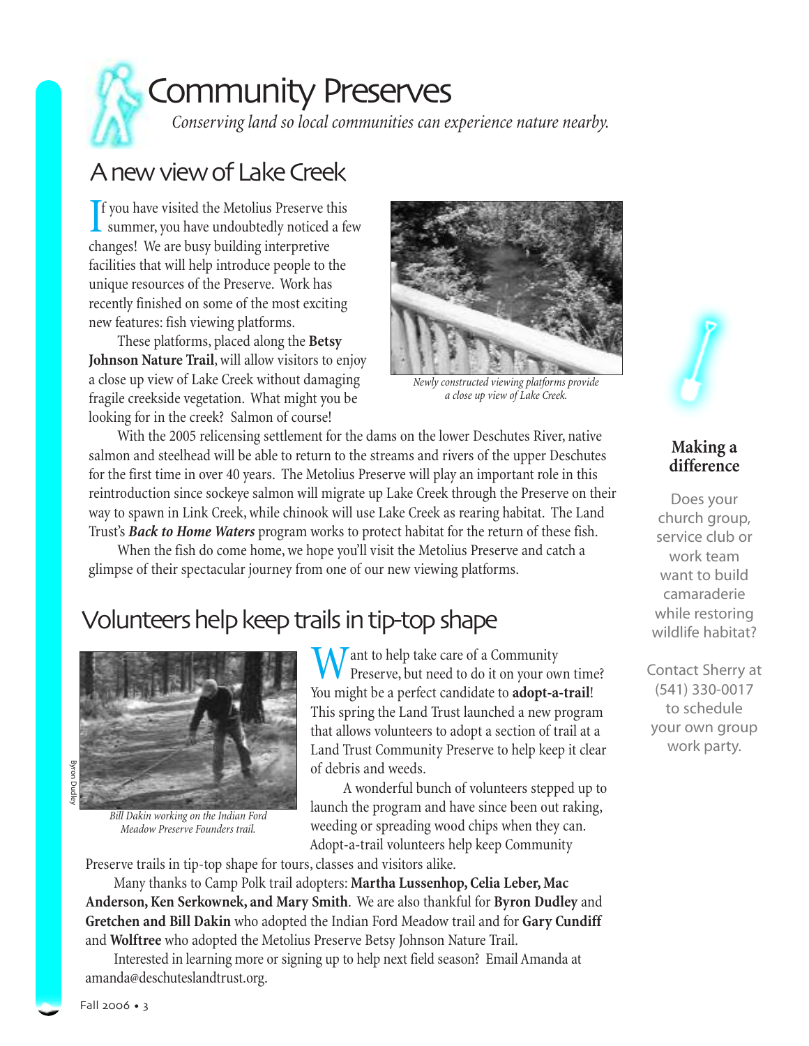# Community Preserves

*Conserving land so local communities can experience nature nearby.*

## A new view of Lake Creek

If you have visited the Metolius Preserve this summer, you have undoubtedly noticed a few changes! We are busy building interpretive facilities that will help introduce people to the unique resources of the Preserve. Work has recently finished on some of the most exciting new features: fish viewing platforms.

These platforms, placed along the **Betsy Johnson Nature Trail**, will allow visitors to enjoy a close up view of Lake Creek without damaging fragile creekside vegetation. What might you be looking for in the creek? Salmon of course!

*Newly constructed viewing platforms provide a close up view of Lake Creek.*

With the 2005 relicensing settlement for the dams on the lower Deschutes River, native salmon and steelhead will be able to return to the streams and rivers of the upper Deschutes for the first time in over 40 years. The Metolius Preserve will play an important role in this reintroduction since sockeye salmon will migrate up Lake Creek through the Preserve on their way to spawn in Link Creek, while chinook will use Lake Creek as rearing habitat. The Land Trust's ***Back to Home Waters*** program works to protect habitat for the return of these fish.

When the fish do come home, we hope you'll visit the Metolius Preserve and catch a glimpse of their spectacular journey from one of our new viewing platforms.

## Volunteers help keep trails in tip-top shape

*Bill Dakin working on the Indian Ford Meadow Preserve Founders trail.*

Byron Dudley

Want to help take care of a Community Preserve, but need to do it on your own time? You might be a perfect candidate to **adopt-a-trail**! This spring the Land Trust launched a new program that allows volunteers to adopt a section of trail at a Land Trust Community Preserve to help keep it clear of debris and weeds.

A wonderful bunch of volunteers stepped up to launch the program and have since been out raking, weeding or spreading wood chips when they can. Adopt-a-trail volunteers help keep Community Preserve trails in tip-top shape for tours, classes and visitors alike.

Many thanks to Camp Polk trail adopters: **Martha Lussenhop, Celia Leber, Mac Anderson, Ken Serkownek, and Mary Smith**. We are also thankful for **Byron Dudley** and **Gretchen and Bill Dakin** who adopted the Indian Ford Meadow trail and for **Gary Cundiff** and **Wolftree** who adopted the Metolius Preserve Betsy Johnson Nature Trail.

Interested in learning more or signing up to help next field season? Email Amanda at amanda@deschuteslandtrust.org.

### Making a difference

Does your church group, service club or work team want to build camaraderie while restoring wildlife habitat?

Contact Sherry at (541) 330-0017 to schedule your own group work party.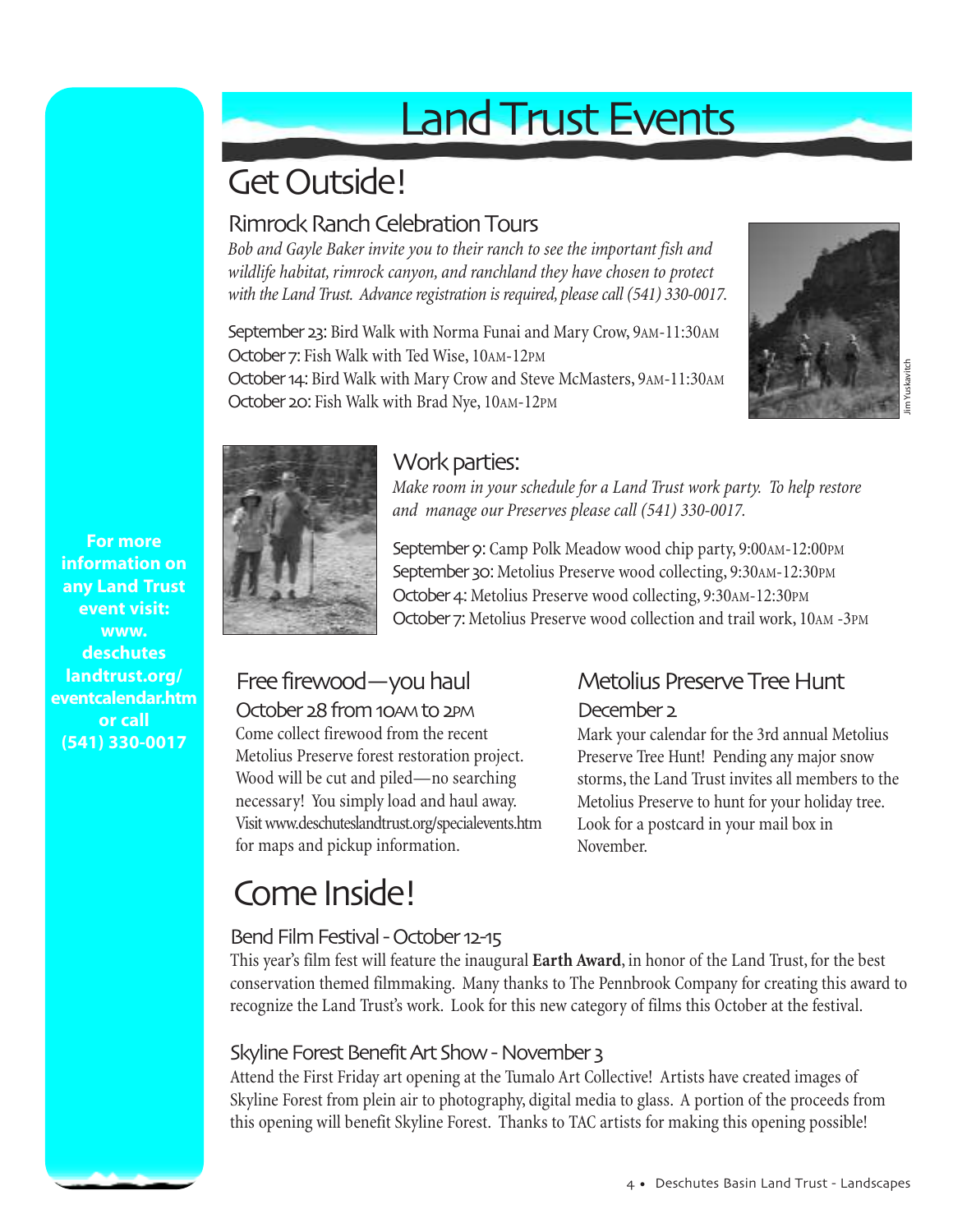# Land Trust Events

## Get Outside!

### Rimrock Ranch Celebration Tours

*Bob and Gayle Baker invite you to their ranch to see the important fish and wildlife habitat, rimrock canyon, and ranchland they have chosen to protect with the Land Trust. Advance registration is required, please call (541) 330-0017.*

September 23: Bird Walk with Norma Funai and Mary Crow, 9AM-11:30AM
October 7: Fish Walk with Ted Wise, 10AM-12PM
October 14: Bird Walk with Mary Crow and Steve McMasters, 9AM-11:30AM
October 20: Fish Walk with Brad Nye, 10AM-12PM

Jim Yuskavitch

### Work parties:

*Make room in your schedule for a Land Trust work party. To help restore and manage our Preserves please call (541) 330-0017.*

September 9: Camp Polk Meadow wood chip party, 9:00AM-12:00PM
September 30: Metolius Preserve wood collecting, 9:30AM-12:30PM
October 4: Metolius Preserve wood collecting, 9:30AM-12:30PM
October 7: Metolius Preserve wood collection and trail work, 10AM -3PM

### Free firewood—you haul

October 28 from 10AM to 2PM

Come collect firewood from the recent Metolius Preserve forest restoration project. Wood will be cut and piled—no searching necessary! You simply load and haul away. Visit www.deschuteslandtrust.org/specialevents.htm for maps and pickup information.

### Metolius Preserve Tree Hunt

December 2

Mark your calendar for the 3rd annual Metolius Preserve Tree Hunt! Pending any major snow storms, the Land Trust invites all members to the Metolius Preserve to hunt for your holiday tree. Look for a postcard in your mail box in November.

## Come Inside!

### Bend Film Festival - October 12-15

This year's film fest will feature the inaugural **Earth Award**, in honor of the Land Trust, for the best conservation themed filmmaking. Many thanks to The Pennbrook Company for creating this award to recognize the Land Trust's work. Look for this new category of films this October at the festival.

### Skyline Forest Benefit Art Show - November 3

Attend the First Friday art opening at the Tumalo Art Collective! Artists have created images of Skyline Forest from plein air to photography, digital media to glass. A portion of the proceeds from this opening will benefit Skyline Forest. Thanks to TAC artists for making this opening possible!

**For more information on any Land Trust event visit: www.deschuteslandtrust.org/eventcalendar.htm or call (541) 330-0017**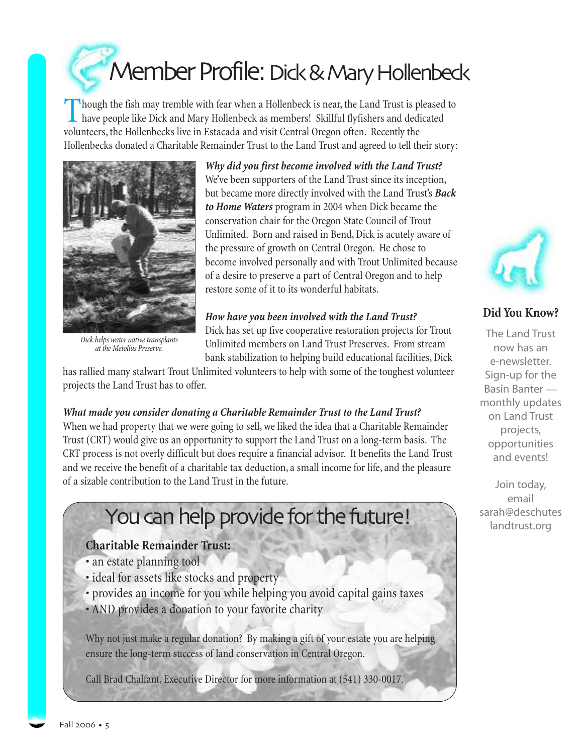# Member Profile: Dick & Mary Hollenbeck

Though the fish may tremble with fear when a Hollenbeck is near, the Land Trust is pleased to have people like Dick and Mary Hollenbeck as members! Skillful flyfishers and dedicated volunteers, the Hollenbecks live in Estacada and visit Central Oregon often. Recently the Hollenbecks donated a Charitable Remainder Trust to the Land Trust and agreed to tell their story:

*Dick helps water native transplants at the Metolius Preserve.*

***Why did you first become involved with the Land Trust?***
We've been supporters of the Land Trust since its inception, but became more directly involved with the Land Trust's ***Back to Home Waters*** program in 2004 when Dick became the conservation chair for the Oregon State Council of Trout Unlimited. Born and raised in Bend, Dick is acutely aware of the pressure of growth on Central Oregon. He chose to become involved personally and with Trout Unlimited because of a desire to preserve a part of Central Oregon and to help restore some of it to its wonderful habitats.

***How have you been involved with the Land Trust?***
Dick has set up five cooperative restoration projects for Trout Unlimited members on Land Trust Preserves. From stream bank stabilization to helping build educational facilities, Dick has rallied many stalwart Trout Unlimited volunteers to help with some of the toughest volunteer projects the Land Trust has to offer.

***What made you consider donating a Charitable Remainder Trust to the Land Trust?***
When we had property that we were going to sell, we liked the idea that a Charitable Remainder Trust (CRT) would give us an opportunity to support the Land Trust on a long-term basis. The CRT process is not overly difficult but does require a financial advisor. It benefits the Land Trust and we receive the benefit of a charitable tax deduction, a small income for life, and the pleasure of a sizable contribution to the Land Trust in the future.

## You can help provide for the future!

**Charitable Remainder Trust:**

- an estate planning tool
- ideal for assets like stocks and property
- provides an income for you while helping you avoid capital gains taxes
- AND provides a donation to your favorite charity

Why not just make a regular donation? By making a gift of your estate you are helping ensure the long-term success of land conservation in Central Oregon.

Call Brad Chalfant, Executive Director for more information at (541) 330-0017.

### Did You Know?

The Land Trust now has an e-newsletter. Sign-up for the Basin Banter — monthly updates on Land Trust projects, opportunities and events!

Join today, email sarah@deschuteslandtrust.org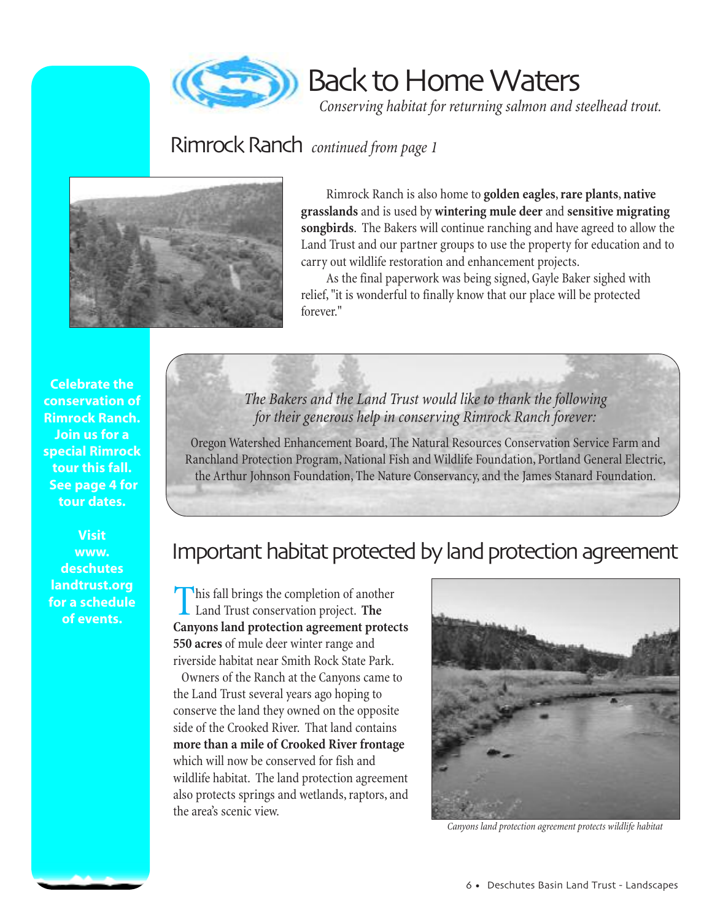# Back to Home Waters

*Conserving habitat for returning salmon and steelhead trout.*

## Rimrock Ranch *continued from page 1*

Rimrock Ranch is also home to **golden eagles**, **rare plants**, **native grasslands** and is used by **wintering mule deer** and **sensitive migrating songbirds**. The Bakers will continue ranching and have agreed to allow the Land Trust and our partner groups to use the property for education and to carry out wildlife restoration and enhancement projects.

As the final paperwork was being signed, Gayle Baker sighed with relief, "it is wonderful to finally know that our place will be protected forever."

*The Bakers and the Land Trust would like to thank the following for their generous help in conserving Rimrock Ranch forever:*

Oregon Watershed Enhancement Board, The Natural Resources Conservation Service Farm and Ranchland Protection Program, National Fish and Wildlife Foundation, Portland General Electric, the Arthur Johnson Foundation, The Nature Conservancy, and the James Stanard Foundation.

**Celebrate the conservation of Rimrock Ranch. Join us for a special Rimrock tour this fall. See page 4 for tour dates.**

**Visit www.deschuteslandtrust.org for a schedule of events.**

## Important habitat protected by land protection agreement

This fall brings the completion of another Land Trust conservation project. **The Canyons land protection agreement protects 550 acres** of mule deer winter range and riverside habitat near Smith Rock State Park.

Owners of the Ranch at the Canyons came to the Land Trust several years ago hoping to conserve the land they owned on the opposite side of the Crooked River. That land contains **more than a mile of Crooked River frontage** which will now be conserved for fish and wildlife habitat. The land protection agreement also protects springs and wetlands, raptors, and the area's scenic view.

*Canyons land protection agreement protects wildlife habitat*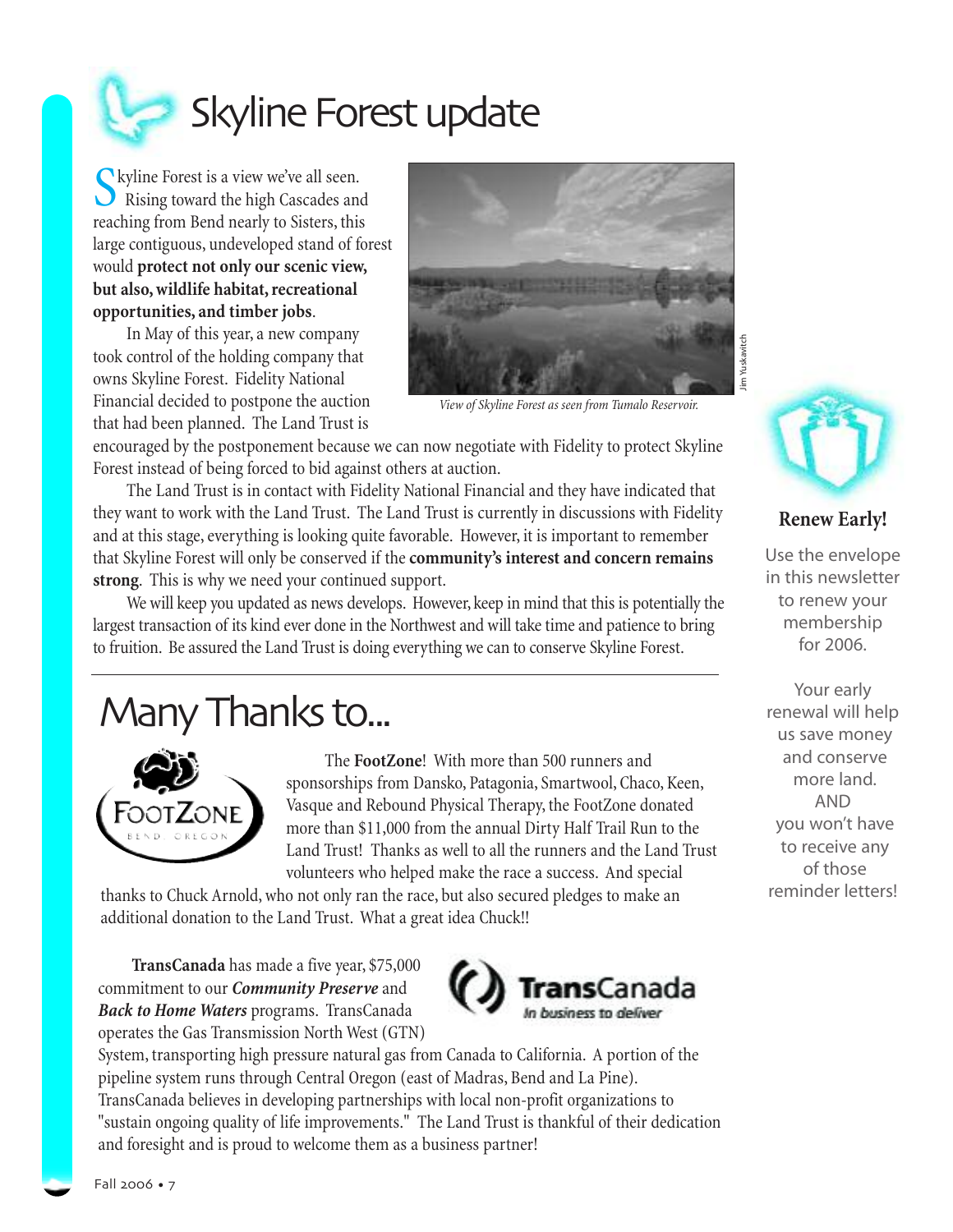# Skyline Forest update

Skyline Forest is a view we've all seen. Rising toward the high Cascades and reaching from Bend nearly to Sisters, this large contiguous, undeveloped stand of forest would **protect not only our scenic view, but also, wildlife habitat, recreational opportunities, and timber jobs**.

In May of this year, a new company took control of the holding company that owns Skyline Forest. Fidelity National Financial decided to postpone the auction that had been planned. The Land Trust is encouraged by the postponement because we can now negotiate with Fidelity to protect Skyline Forest instead of being forced to bid against others at auction.

*View of Skyline Forest as seen from Tumalo Reservoir.*

Jim Yuskavitch

The Land Trust is in contact with Fidelity National Financial and they have indicated that they want to work with the Land Trust. The Land Trust is currently in discussions with Fidelity and at this stage, everything is looking quite favorable. However, it is important to remember that Skyline Forest will only be conserved if the **community's interest and concern remains strong**. This is why we need your continued support.

We will keep you updated as news develops. However, keep in mind that this is potentially the largest transaction of its kind ever done in the Northwest and will take time and patience to bring to fruition. Be assured the Land Trust is doing everything we can to conserve Skyline Forest.

**Renew Early!**

Use the envelope in this newsletter to renew your membership for 2006.

Your early renewal will help us save money and conserve more land. AND you won't have to receive any of those reminder letters!

# Many Thanks to...

FootZone Bend, Oregon

The **FootZone**! With more than 500 runners and sponsorships from Dansko, Patagonia, Smartwool, Chaco, Keen, Vasque and Rebound Physical Therapy, the FootZone donated more than $11,000 from the annual Dirty Half Trail Run to the Land Trust! Thanks as well to all the runners and the Land Trust volunteers who helped make the race a success. And special thanks to Chuck Arnold, who not only ran the race, but also secured pledges to make an additional donation to the Land Trust. What a great idea Chuck!!

TransCanada — In business to deliver

**TransCanada** has made a five year, $75,000 commitment to our ***Community Preserve*** and ***Back to Home Waters*** programs. TransCanada operates the Gas Transmission North West (GTN) System, transporting high pressure natural gas from Canada to California. A portion of the pipeline system runs through Central Oregon (east of Madras, Bend and La Pine). TransCanada believes in developing partnerships with local non-profit organizations to "sustain ongoing quality of life improvements." The Land Trust is thankful of their dedication and foresight and is proud to welcome them as a business partner!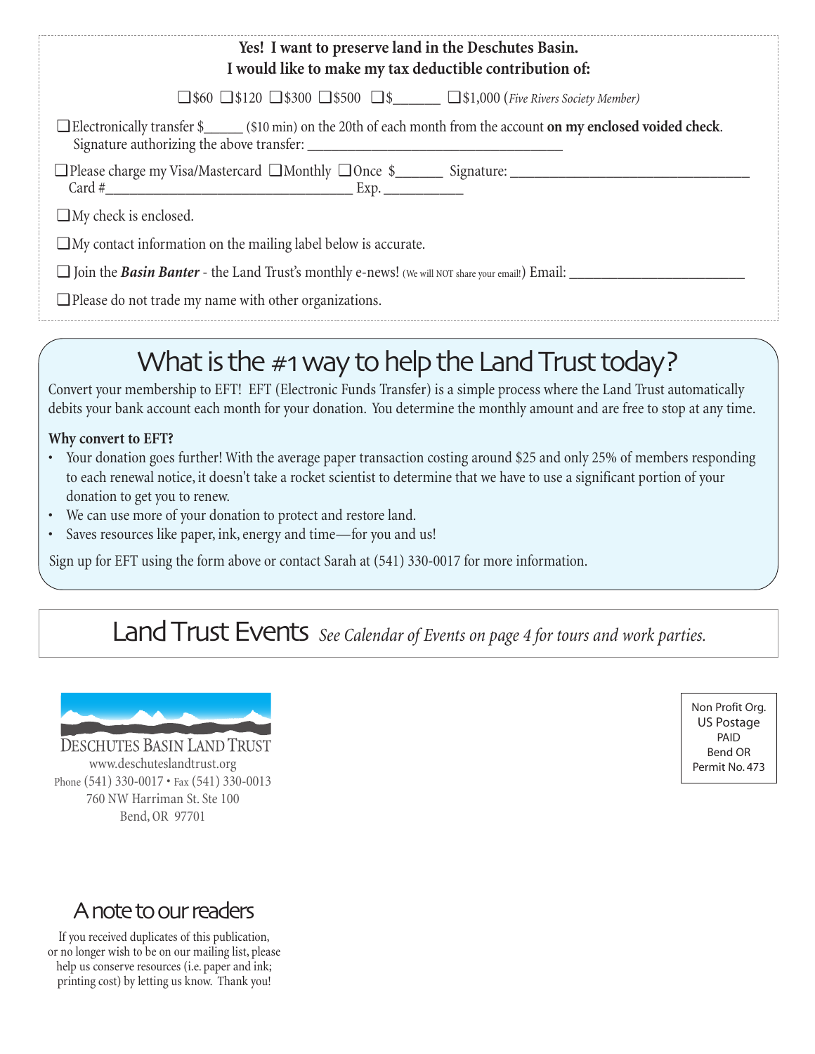**Yes! I want to preserve land in the Deschutes Basin.**
**I would like to make my tax deductible contribution of:**

❑$60 ❑$120 ❑$300 ❑$500 ❑$_______ ❑$1,000 (*Five Rivers Society Member)*

❑Electronically transfer $______ ($10 min) on the 20th of each month from the account **on my enclosed voided check**.
Signature authorizing the above transfer: ____________________________________

❑Please charge my Visa/Mastercard ❑Monthly ❑Once $_______ Signature: ___________________________________
Card #___________________________________ Exp. ___________

❑My check is enclosed.

❑My contact information on the mailing label below is accurate.

❑ Join the ***Basin Banter*** - the Land Trust's monthly e-news! (We will NOT share your email!) Email: _________________________

❑Please do not trade my name with other organizations.

## What is the #1 way to help the Land Trust today?

Convert your membership to EFT! EFT (Electronic Funds Transfer) is a simple process where the Land Trust automatically debits your bank account each month for your donation. You determine the monthly amount and are free to stop at any time.

**Why convert to EFT?**

- Your donation goes further! With the average paper transaction costing around $25 and only 25% of members responding to each renewal notice, it doesn't take a rocket scientist to determine that we have to use a significant portion of your donation to get you to renew.
- We can use more of your donation to protect and restore land.
- Saves resources like paper, ink, energy and time—for you and us!

Sign up for EFT using the form above or contact Sarah at (541) 330-0017 for more information.

## Land Trust Events *See Calendar of Events on page 4 for tours and work parties.*

DESCHUTES BASIN LAND TRUST
www.deschuteslandtrust.org
Phone (541) 330-0017 • Fax (541) 330-0013
760 NW Harriman St. Ste 100
Bend, OR 97701

Non Profit Org.
US Postage
PAID
Bend OR
Permit No. 473

## A note to our readers

If you received duplicates of this publication, or no longer wish to be on our mailing list, please help us conserve resources (i.e. paper and ink; printing cost) by letting us know. Thank you!